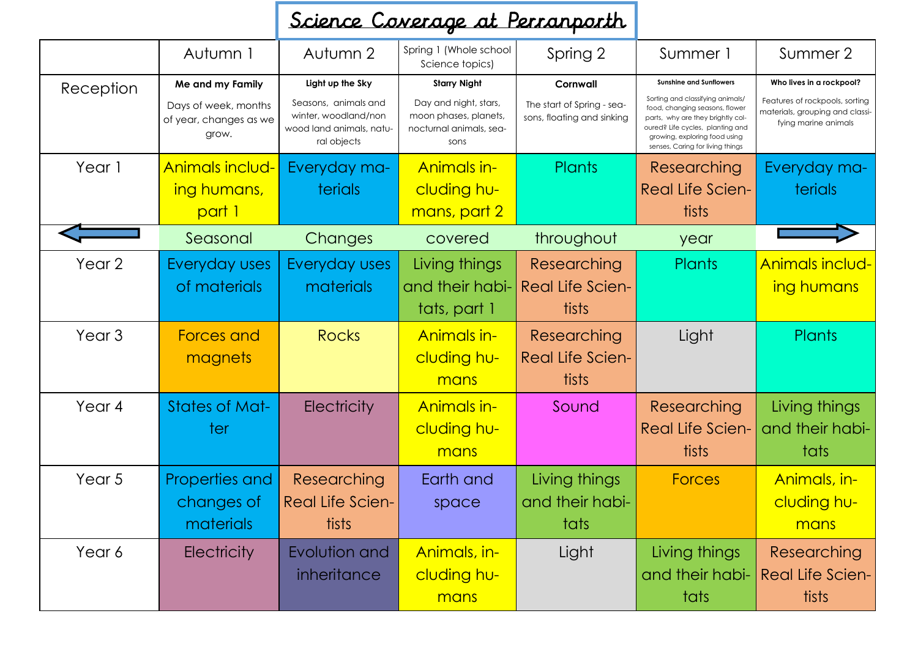# Science Coverage at Perranporth

| | Autumn 1 | Autumn 2 | Spring 1 (Whole school Science topics) | Spring 2 | Summer 1 | Summer 2 |
|---|---|---|---|---|---|---|
| Reception | **Me and my Family** Days of week, months of year, changes as we grow. | **Light up the Sky** Seasons, animals and winter, woodland/non wood land animals, natural objects | **Starry Night** Day and night, stars, moon phases, planets, nocturnal animals, seasons | **Cornwall** The start of Spring - seasons, floating and sinking | **Sunshine and Sunflowers** Sorting and classifying animals/ food, changing seasons, flower parts, why are they brightly coloured? Life cycles, planting and growing, exploring food using senses, Caring for living things | **Who lives in a rockpool?** Features of rockpools, sorting materials, grouping and classifying marine animals |
| Year 1 | Animals including humans, part 1 | Everyday materials | Animals including humans, part 2 | Plants | Researching Real Life Scientists | Everyday materials |
| ⟵ | Seasonal | Changes | covered | throughout | year | ⟶ |
| Year 2 | Everyday uses of materials | Everyday uses materials | Living things and their habitats, part 1 | Researching Real Life Scientists | Plants | Animals including humans |
| Year 3 | Forces and magnets | Rocks | Animals including humans | Researching Real Life Scientists | Light | Plants |
| Year 4 | States of Matter | Electricity | Animals including humans | Sound | Researching Real Life Scientists | Living things and their habitats |
| Year 5 | Properties and changes of materials | Researching Real Life Scientists | Earth and space | Living things and their habitats | Forces | Animals, including humans |
| Year 6 | Electricity | Evolution and inheritance | Animals, including humans | Light | Living things and their habitats | Researching Real Life Scientists |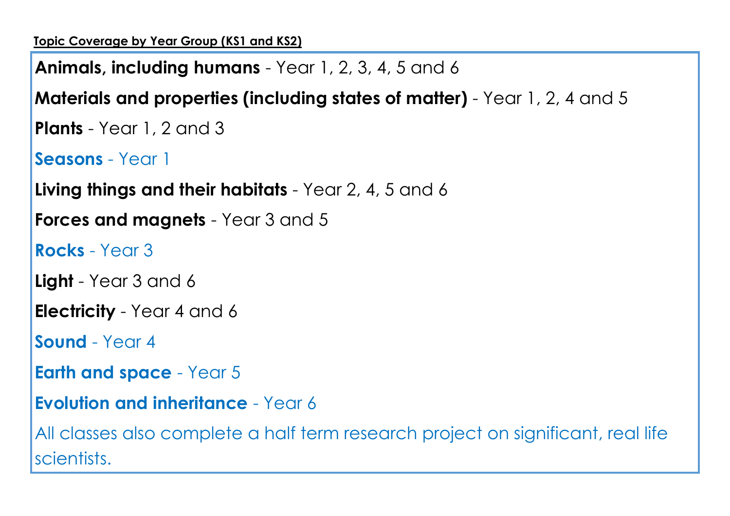**Topic Coverage by Year Group (KS1 and KS2)**

**Animals, including humans** - Year 1, 2, 3, 4, 5 and 6

**Materials and properties (including states of matter)** - Year 1, 2, 4 and 5

**Plants** - Year 1, 2 and 3

**Seasons** - Year 1

**Living things and their habitats** - Year 2, 4, 5 and 6

**Forces and magnets** - Year 3 and 5

**Rocks** - Year 3

**Light** - Year 3 and 6

**Electricity** - Year 4 and 6

**Sound** - Year 4

**Earth and space** - Year 5

**Evolution and inheritance** - Year 6

All classes also complete a half term research project on significant, real life scientists.